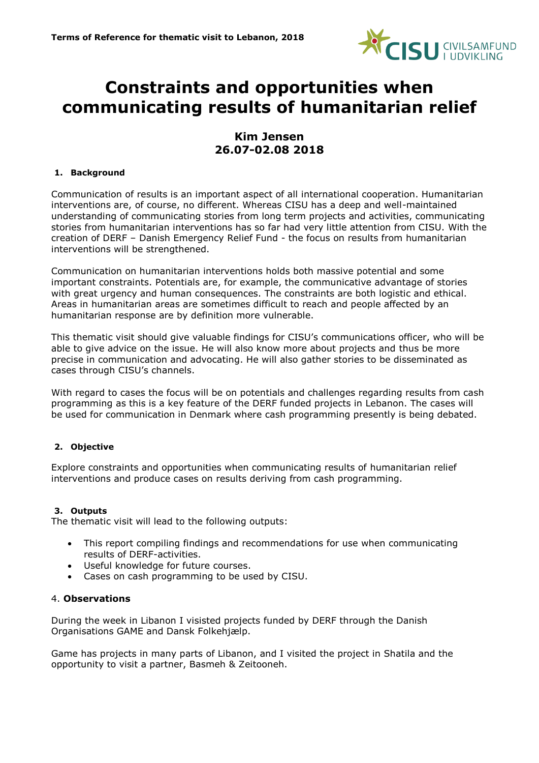**Terms of Reference for thematic visit to Lebanon, 2018**

# Constraints and opportunities when communicating results of humanitarian relief

## Kim Jensen
## 26.07-02.08 2018

### 1. Background

Communication of results is an important aspect of all international cooperation. Humanitarian interventions are, of course, no different. Whereas CISU has a deep and well-maintained understanding of communicating stories from long term projects and activities, communicating stories from humanitarian interventions has so far had very little attention from CISU. With the creation of DERF – Danish Emergency Relief Fund - the focus on results from humanitarian interventions will be strengthened.

Communication on humanitarian interventions holds both massive potential and some important constraints. Potentials are, for example, the communicative advantage of stories with great urgency and human consequences. The constraints are both logistic and ethical. Areas in humanitarian areas are sometimes difficult to reach and people affected by an humanitarian response are by definition more vulnerable.

This thematic visit should give valuable findings for CISU's communications officer, who will be able to give advice on the issue. He will also know more about projects and thus be more precise in communication and advocating. He will also gather stories to be disseminated as cases through CISU's channels.

With regard to cases the focus will be on potentials and challenges regarding results from cash programming as this is a key feature of the DERF funded projects in Lebanon. The cases will be used for communication in Denmark where cash programming presently is being debated.

### 2. Objective

Explore constraints and opportunities when communicating results of humanitarian relief interventions and produce cases on results deriving from cash programming.

### 3. Outputs

The thematic visit will lead to the following outputs:

- This report compiling findings and recommendations for use when communicating results of DERF-activities.
- Useful knowledge for future courses.
- Cases on cash programming to be used by CISU.

### 4. Observations

During the week in Libanon I visisted projects funded by DERF through the Danish Organisations GAME and Dansk Folkehjælp.

Game has projects in many parts of Libanon, and I visited the project in Shatila and the opportunity to visit a partner, Basmeh & Zeitooneh.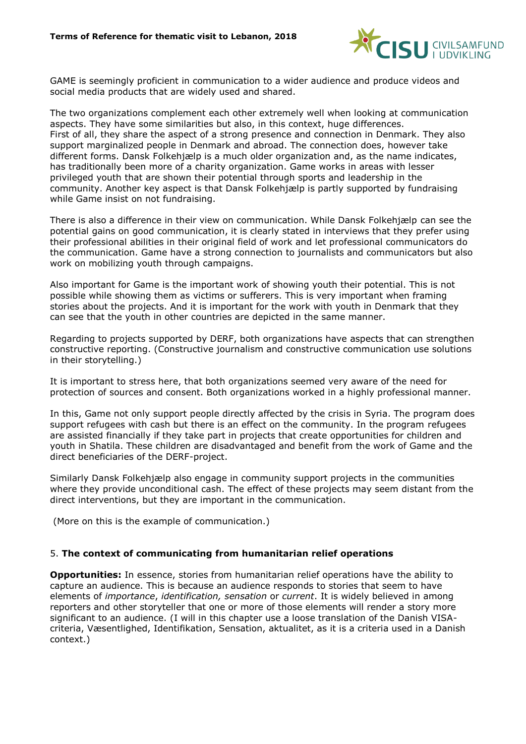GAME is seemingly proficient in communication to a wider audience and produce videos and social media products that are widely used and shared.

The two organizations complement each other extremely well when looking at communication aspects. They have some similarities but also, in this context, huge differences.
First of all, they share the aspect of a strong presence and connection in Denmark. They also support marginalized people in Denmark and abroad. The connection does, however take different forms. Dansk Folkehjælp is a much older organization and, as the name indicates, has traditionally been more of a charity organization. Game works in areas with lesser privileged youth that are shown their potential through sports and leadership in the community. Another key aspect is that Dansk Folkehjælp is partly supported by fundraising while Game insist on not fundraising.

There is also a difference in their view on communication. While Dansk Folkehjælp can see the potential gains on good communication, it is clearly stated in interviews that they prefer using their professional abilities in their original field of work and let professional communicators do the communication. Game have a strong connection to journalists and communicators but also work on mobilizing youth through campaigns.

Also important for Game is the important work of showing youth their potential. This is not possible while showing them as victims or sufferers. This is very important when framing stories about the projects. And it is important for the work with youth in Denmark that they can see that the youth in other countries are depicted in the same manner.

Regarding to projects supported by DERF, both organizations have aspects that can strengthen constructive reporting. (Constructive journalism and constructive communication use solutions in their storytelling.)

It is important to stress here, that both organizations seemed very aware of the need for protection of sources and consent. Both organizations worked in a highly professional manner.

In this, Game not only support people directly affected by the crisis in Syria. The program does support refugees with cash but there is an effect on the community. In the program refugees are assisted financially if they take part in projects that create opportunities for children and youth in Shatila. These children are disadvantaged and benefit from the work of Game and the direct beneficiaries of the DERF-project.

Similarly Dansk Folkehjælp also engage in community support projects in the communities where they provide unconditional cash. The effect of these projects may seem distant from the direct interventions, but they are important in the communication.

(More on this is the example of communication.)

## 5. **The context of communicating from humanitarian relief operations**

**Opportunities:** In essence, stories from humanitarian relief operations have the ability to capture an audience. This is because an audience responds to stories that seem to have elements of *importance*, *identification, sensation* or *current*. It is widely believed in among reporters and other storyteller that one or more of those elements will render a story more significant to an audience. (I will in this chapter use a loose translation of the Danish VISA-criteria, Væsentlighed, Identifikation, Sensation, aktualitet, as it is a criteria used in a Danish context.)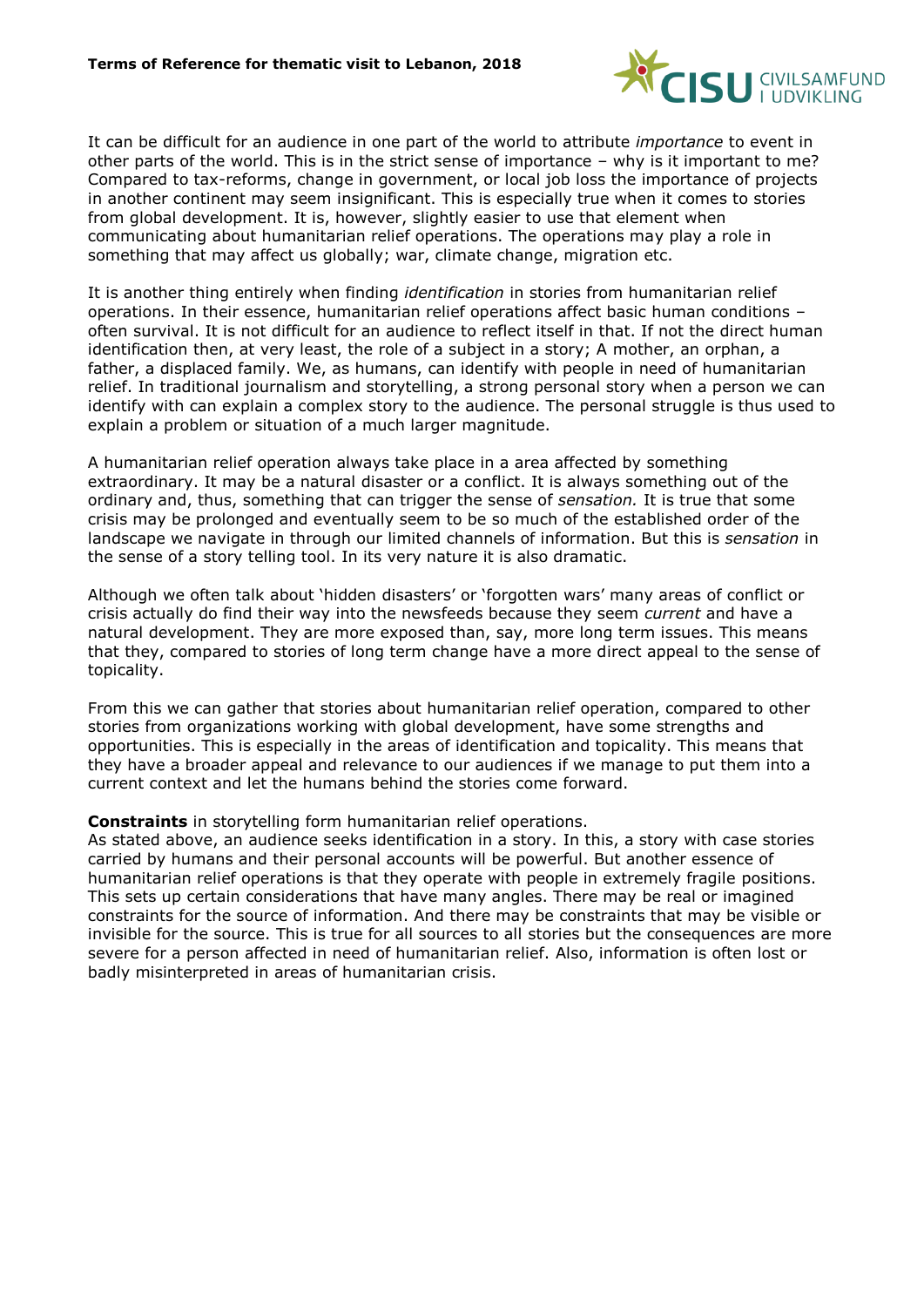It can be difficult for an audience in one part of the world to attribute *importance* to event in other parts of the world. This is in the strict sense of importance – why is it important to me? Compared to tax-reforms, change in government, or local job loss the importance of projects in another continent may seem insignificant. This is especially true when it comes to stories from global development. It is, however, slightly easier to use that element when communicating about humanitarian relief operations. The operations may play a role in something that may affect us globally; war, climate change, migration etc.

It is another thing entirely when finding *identification* in stories from humanitarian relief operations. In their essence, humanitarian relief operations affect basic human conditions – often survival. It is not difficult for an audience to reflect itself in that. If not the direct human identification then, at very least, the role of a subject in a story; A mother, an orphan, a father, a displaced family. We, as humans, can identify with people in need of humanitarian relief. In traditional journalism and storytelling, a strong personal story when a person we can identify with can explain a complex story to the audience. The personal struggle is thus used to explain a problem or situation of a much larger magnitude.

A humanitarian relief operation always take place in a area affected by something extraordinary. It may be a natural disaster or a conflict. It is always something out of the ordinary and, thus, something that can trigger the sense of *sensation.* It is true that some crisis may be prolonged and eventually seem to be so much of the established order of the landscape we navigate in through our limited channels of information. But this is *sensation* in the sense of a story telling tool. In its very nature it is also dramatic.

Although we often talk about 'hidden disasters' or 'forgotten wars' many areas of conflict or crisis actually do find their way into the newsfeeds because they seem *current* and have a natural development. They are more exposed than, say, more long term issues. This means that they, compared to stories of long term change have a more direct appeal to the sense of topicality.

From this we can gather that stories about humanitarian relief operation, compared to other stories from organizations working with global development, have some strengths and opportunities. This is especially in the areas of identification and topicality. This means that they have a broader appeal and relevance to our audiences if we manage to put them into a current context and let the humans behind the stories come forward.

**Constraints** in storytelling form humanitarian relief operations.
As stated above, an audience seeks identification in a story. In this, a story with case stories carried by humans and their personal accounts will be powerful. But another essence of humanitarian relief operations is that they operate with people in extremely fragile positions. This sets up certain considerations that have many angles. There may be real or imagined constraints for the source of information. And there may be constraints that may be visible or invisible for the source. This is true for all sources to all stories but the consequences are more severe for a person affected in need of humanitarian relief. Also, information is often lost or badly misinterpreted in areas of humanitarian crisis.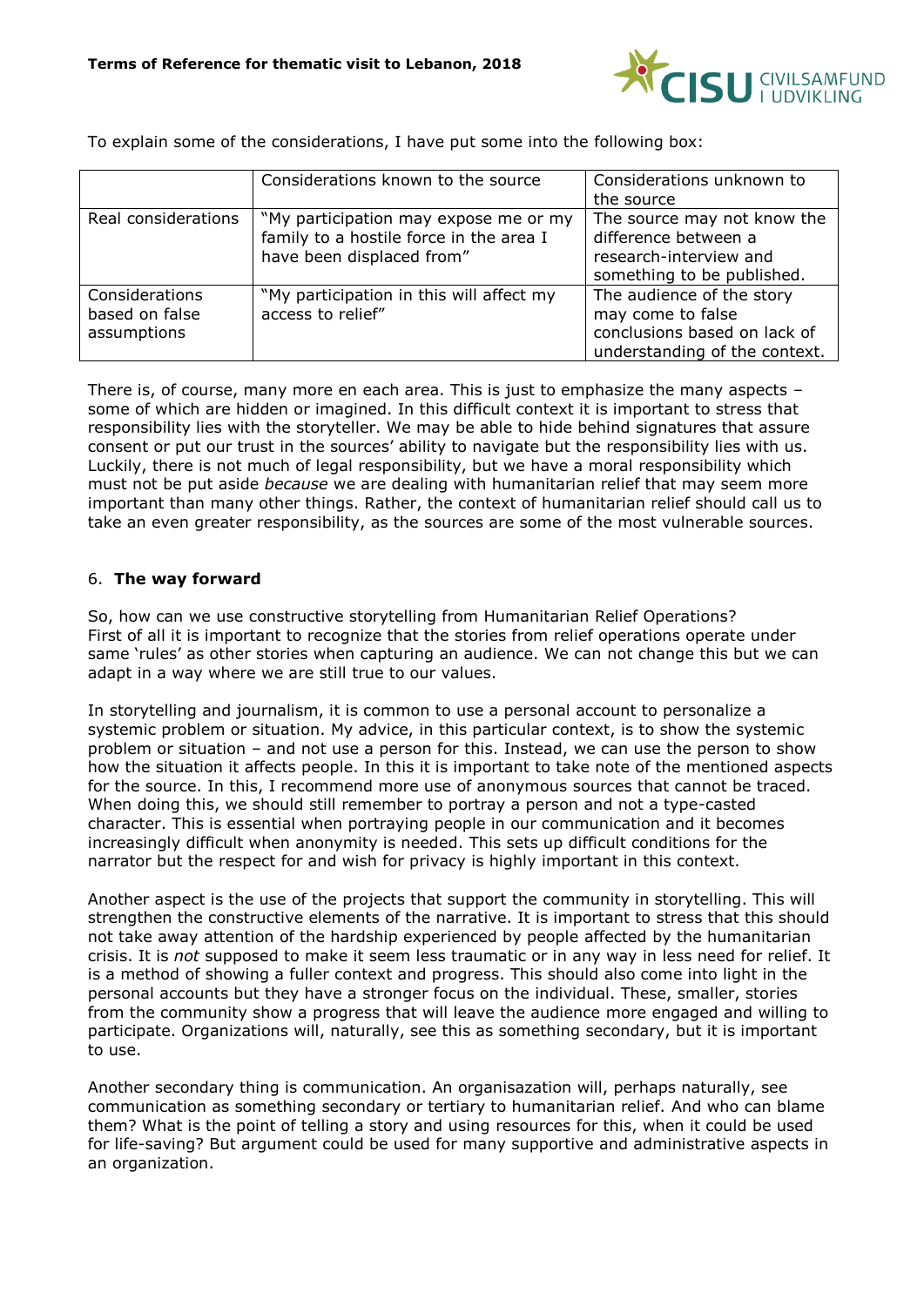To explain some of the considerations, I have put some into the following box:

| | Considerations known to the source | Considerations unknown to the source |
|---|---|---|
| Real considerations | "My participation may expose me or my family to a hostile force in the area I have been displaced from" | The source may not know the difference between a research-interview and something to be published. |
| Considerations based on false assumptions | "My participation in this will affect my access to relief" | The audience of the story may come to false conclusions based on lack of understanding of the context. |

There is, of course, many more en each area. This is just to emphasize the many aspects – some of which are hidden or imagined. In this difficult context it is important to stress that responsibility lies with the storyteller. We may be able to hide behind signatures that assure consent or put our trust in the sources' ability to navigate but the responsibility lies with us. Luckily, there is not much of legal responsibility, but we have a moral responsibility which must not be put aside *because* we are dealing with humanitarian relief that may seem more important than many other things. Rather, the context of humanitarian relief should call us to take an even greater responsibility, as the sources are some of the most vulnerable sources.

## 6. **The way forward**

So, how can we use constructive storytelling from Humanitarian Relief Operations? First of all it is important to recognize that the stories from relief operations operate under same 'rules' as other stories when capturing an audience. We can not change this but we can adapt in a way where we are still true to our values.

In storytelling and journalism, it is common to use a personal account to personalize a systemic problem or situation. My advice, in this particular context, is to show the systemic problem or situation – and not use a person for this. Instead, we can use the person to show how the situation it affects people. In this it is important to take note of the mentioned aspects for the source. In this, I recommend more use of anonymous sources that cannot be traced. When doing this, we should still remember to portray a person and not a type-casted character. This is essential when portraying people in our communication and it becomes increasingly difficult when anonymity is needed. This sets up difficult conditions for the narrator but the respect for and wish for privacy is highly important in this context.

Another aspect is the use of the projects that support the community in storytelling. This will strengthen the constructive elements of the narrative. It is important to stress that this should not take away attention of the hardship experienced by people affected by the humanitarian crisis. It is *not* supposed to make it seem less traumatic or in any way in less need for relief. It is a method of showing a fuller context and progress. This should also come into light in the personal accounts but they have a stronger focus on the individual. These, smaller, stories from the community show a progress that will leave the audience more engaged and willing to participate. Organizations will, naturally, see this as something secondary, but it is important to use.

Another secondary thing is communication. An organisazation will, perhaps naturally, see communication as something secondary or tertiary to humanitarian relief. And who can blame them? What is the point of telling a story and using resources for this, when it could be used for life-saving? But argument could be used for many supportive and administrative aspects in an organization.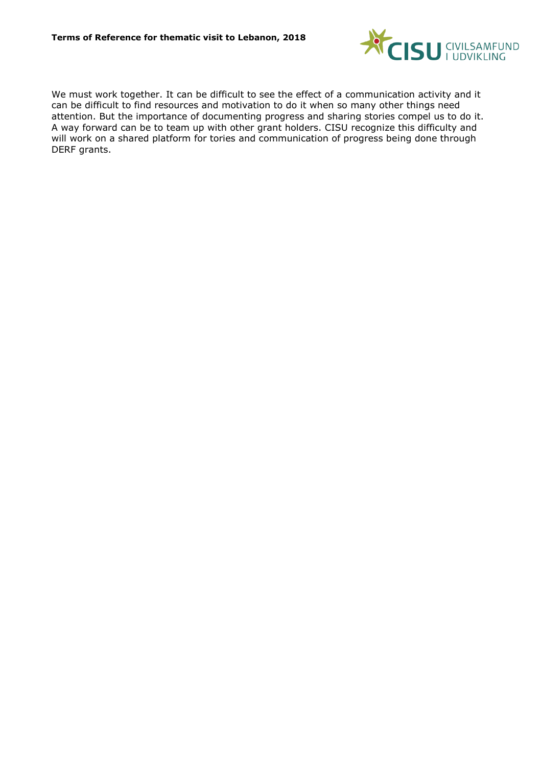We must work together. It can be difficult to see the effect of a communication activity and it can be difficult to find resources and motivation to do it when so many other things need attention. But the importance of documenting progress and sharing stories compel us to do it. A way forward can be to team up with other grant holders. CISU recognize this difficulty and will work on a shared platform for tories and communication of progress being done through DERF grants.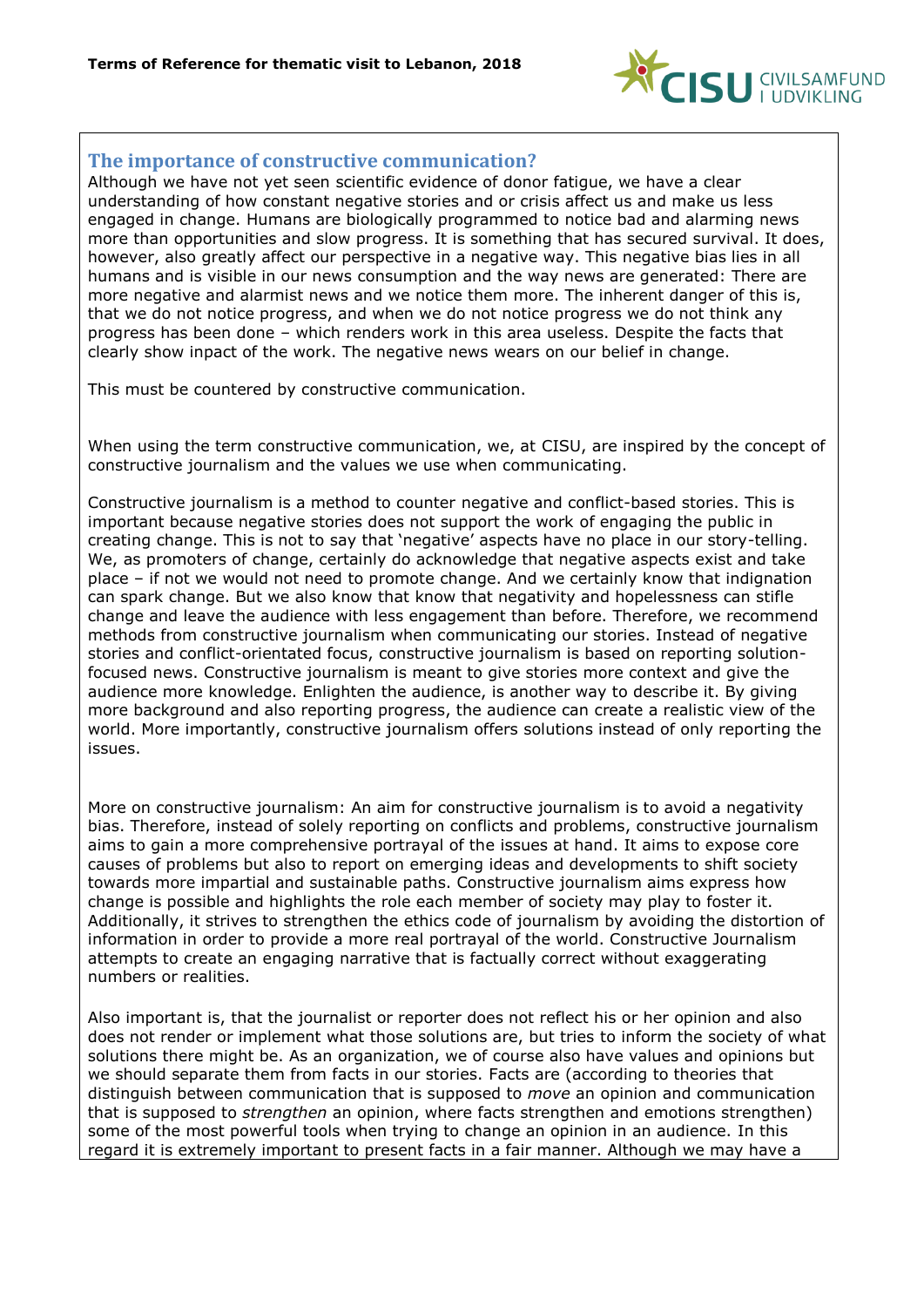## The importance of constructive communication?

Although we have not yet seen scientific evidence of donor fatigue, we have a clear understanding of how constant negative stories and or crisis affect us and make us less engaged in change. Humans are biologically programmed to notice bad and alarming news more than opportunities and slow progress. It is something that has secured survival. It does, however, also greatly affect our perspective in a negative way. This negative bias lies in all humans and is visible in our news consumption and the way news are generated: There are more negative and alarmist news and we notice them more. The inherent danger of this is, that we do not notice progress, and when we do not notice progress we do not think any progress has been done – which renders work in this area useless. Despite the facts that clearly show inpact of the work. The negative news wears on our belief in change.

This must be countered by constructive communication.

When using the term constructive communication, we, at CISU, are inspired by the concept of constructive journalism and the values we use when communicating.

Constructive journalism is a method to counter negative and conflict-based stories. This is important because negative stories does not support the work of engaging the public in creating change. This is not to say that 'negative' aspects have no place in our story-telling. We, as promoters of change, certainly do acknowledge that negative aspects exist and take place – if not we would not need to promote change. And we certainly know that indignation can spark change. But we also know that know that negativity and hopelessness can stifle change and leave the audience with less engagement than before. Therefore, we recommend methods from constructive journalism when communicating our stories. Instead of negative stories and conflict-orientated focus, constructive journalism is based on reporting solution-focused news. Constructive journalism is meant to give stories more context and give the audience more knowledge. Enlighten the audience, is another way to describe it. By giving more background and also reporting progress, the audience can create a realistic view of the world. More importantly, constructive journalism offers solutions instead of only reporting the issues.

More on constructive journalism: An aim for constructive journalism is to avoid a negativity bias. Therefore, instead of solely reporting on conflicts and problems, constructive journalism aims to gain a more comprehensive portrayal of the issues at hand. It aims to expose core causes of problems but also to report on emerging ideas and developments to shift society towards more impartial and sustainable paths. Constructive journalism aims express how change is possible and highlights the role each member of society may play to foster it. Additionally, it strives to strengthen the ethics code of journalism by avoiding the distortion of information in order to provide a more real portrayal of the world. Constructive Journalism attempts to create an engaging narrative that is factually correct without exaggerating numbers or realities.

Also important is, that the journalist or reporter does not reflect his or her opinion and also does not render or implement what those solutions are, but tries to inform the society of what solutions there might be. As an organization, we of course also have values and opinions but we should separate them from facts in our stories. Facts are (according to theories that distinguish between communication that is supposed to *move* an opinion and communication that is supposed to *strengthen* an opinion, where facts strengthen and emotions strengthen) some of the most powerful tools when trying to change an opinion in an audience. In this regard it is extremely important to present facts in a fair manner. Although we may have a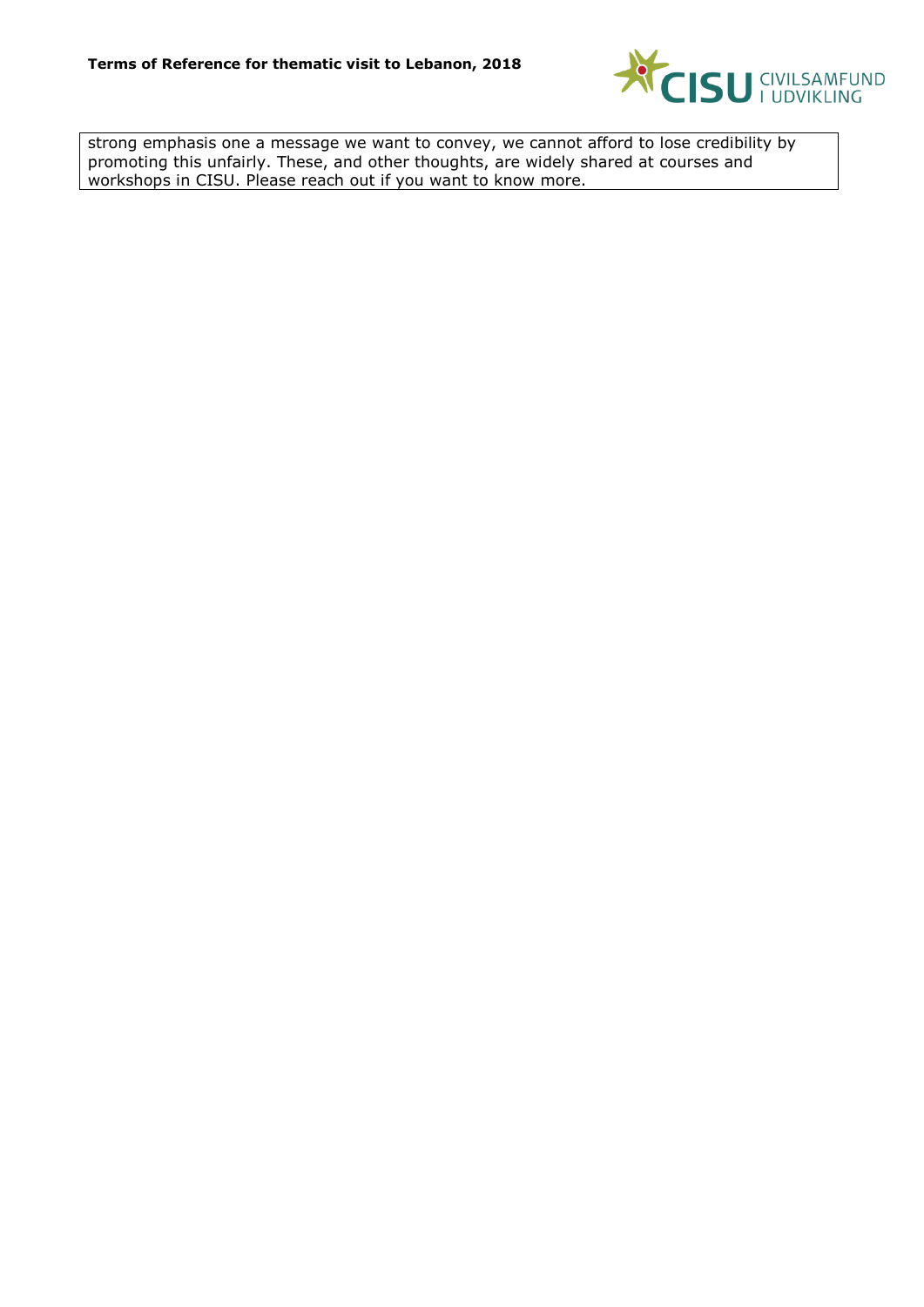strong emphasis one a message we want to convey, we cannot afford to lose credibility by promoting this unfairly. These, and other thoughts, are widely shared at courses and workshops in CISU. Please reach out if you want to know more.